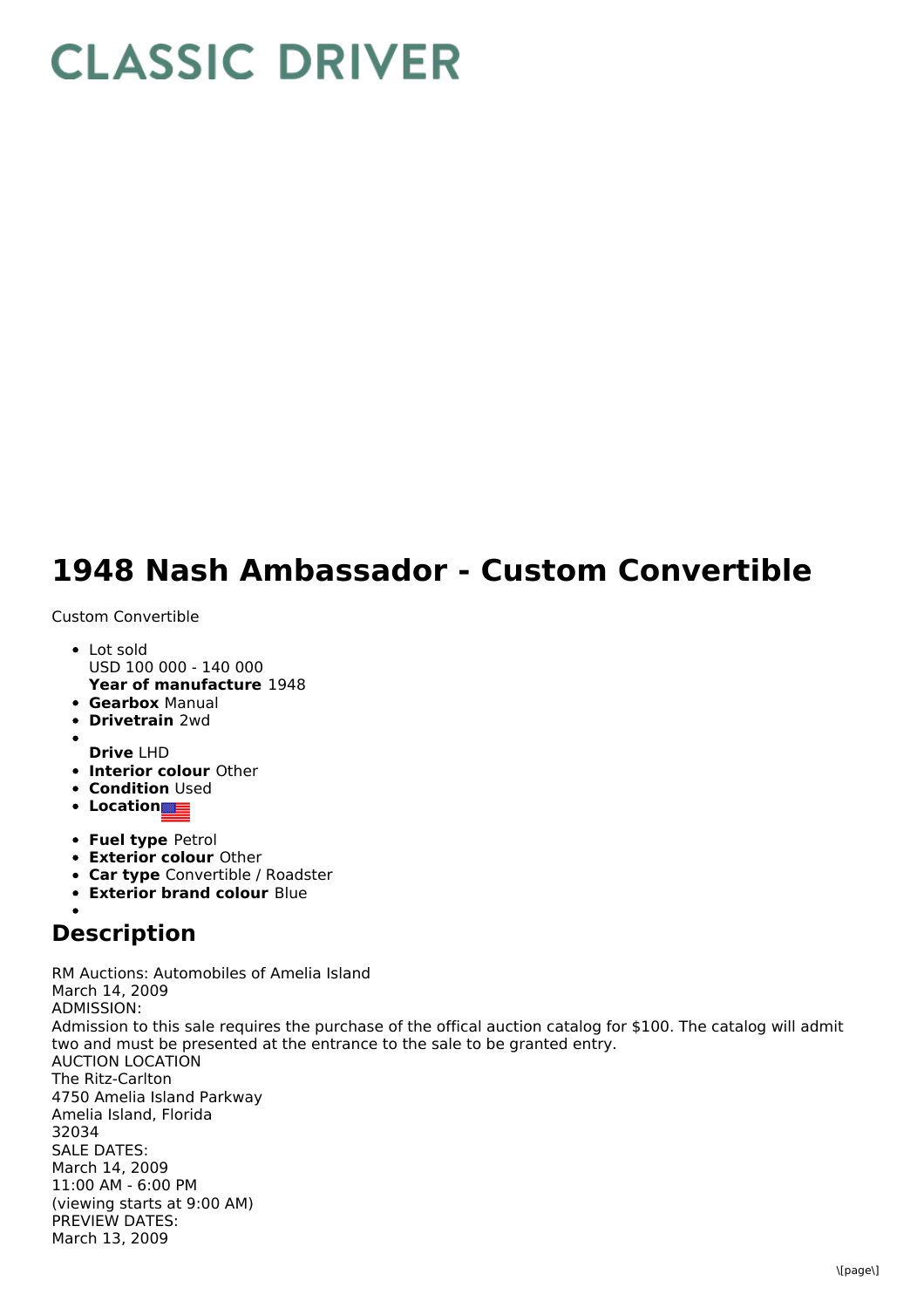# CLASSIC DRIVER

# 1948 Nash Ambassador - Custom Convertible

Custom Convertible

- Lot sold
  USD 100 000 - 140 000
  **Year of manufacture** 1948
- **Gearbox** Manual
- **Drivetrain** 2wd
- **Drive** LHD
- **Interior colour** Other
- **Condition** Used
- **Location**
- **Fuel type** Petrol
- **Exterior colour** Other
- **Car type** Convertible / Roadster
- **Exterior brand colour** Blue

## Description

RM Auctions: Automobiles of Amelia Island
March 14, 2009
ADMISSION:
Admission to this sale requires the purchase of the offical auction catalog for $100. The catalog will admit two and must be presented at the entrance to the sale to be granted entry.
AUCTION LOCATION
The Ritz-Carlton
4750 Amelia Island Parkway
Amelia Island, Florida
32034
SALE DATES:
March 14, 2009
11:00 AM - 6:00 PM
(viewing starts at 9:00 AM)
PREVIEW DATES:
March 13, 2009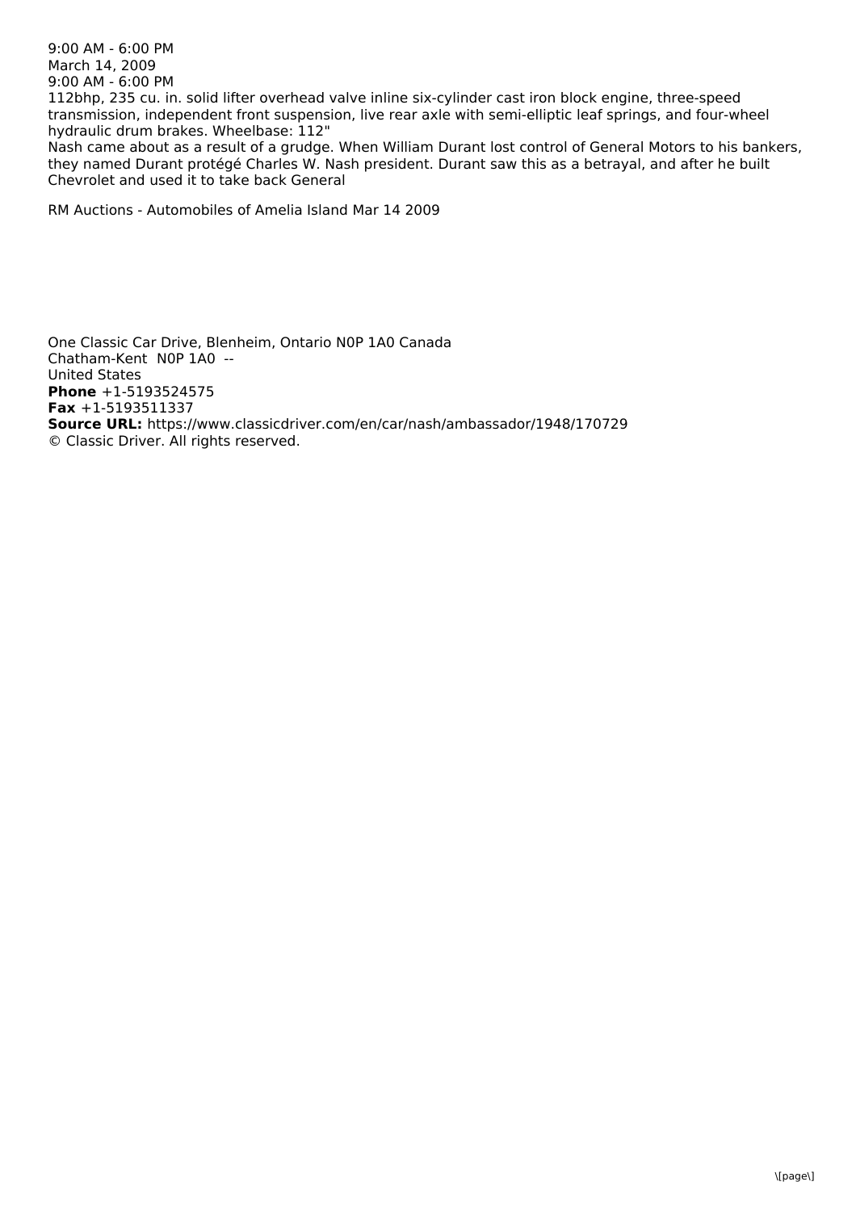9:00 AM - 6:00 PM
March 14, 2009
9:00 AM - 6:00 PM
112bhp, 235 cu. in. solid lifter overhead valve inline six-cylinder cast iron block engine, three-speed transmission, independent front suspension, live rear axle with semi-elliptic leaf springs, and four-wheel hydraulic drum brakes. Wheelbase: 112"
Nash came about as a result of a grudge. When William Durant lost control of General Motors to his bankers, they named Durant protégé Charles W. Nash president. Durant saw this as a betrayal, and after he built Chevrolet and used it to take back General

RM Auctions - Automobiles of Amelia Island Mar 14 2009

One Classic Car Drive, Blenheim, Ontario N0P 1A0 Canada
Chatham-Kent  N0P 1A0  --
United States
**Phone** +1-5193524575
**Fax** +1-5193511337
**Source URL:** https://www.classicdriver.com/en/car/nash/ambassador/1948/170729
© Classic Driver. All rights reserved.